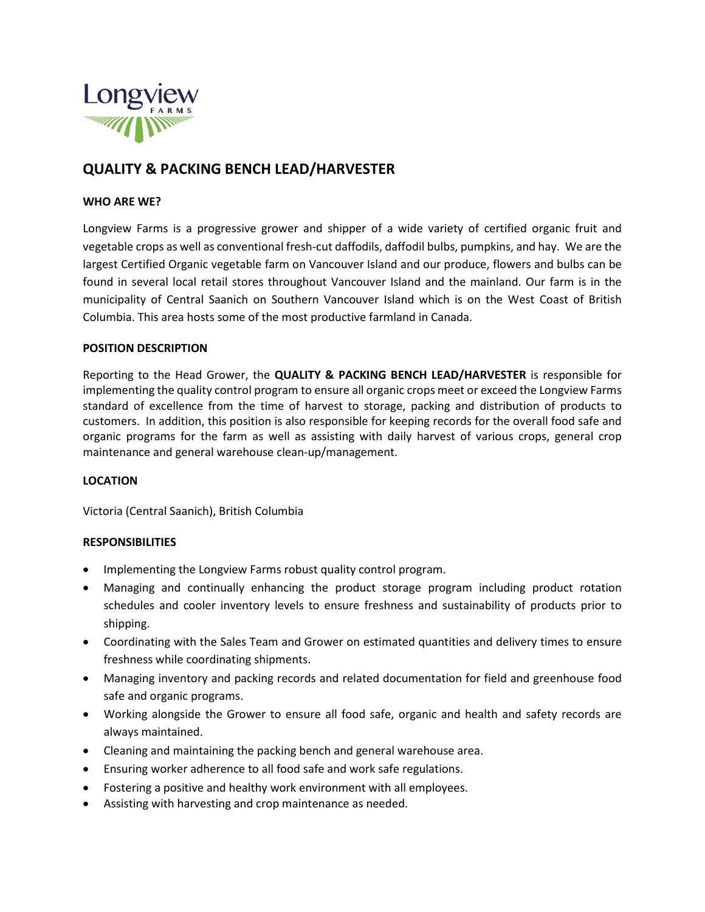Longview
FARMS

# QUALITY & PACKING BENCH LEAD/HARVESTER

## WHO ARE WE?

Longview Farms is a progressive grower and shipper of a wide variety of certified organic fruit and vegetable crops as well as conventional fresh-cut daffodils, daffodil bulbs, pumpkins, and hay. We are the largest Certified Organic vegetable farm on Vancouver Island and our produce, flowers and bulbs can be found in several local retail stores throughout Vancouver Island and the mainland. Our farm is in the municipality of Central Saanich on Southern Vancouver Island which is on the West Coast of British Columbia. This area hosts some of the most productive farmland in Canada.

## POSITION DESCRIPTION

Reporting to the Head Grower, the **QUALITY & PACKING BENCH LEAD/HARVESTER** is responsible for implementing the quality control program to ensure all organic crops meet or exceed the Longview Farms standard of excellence from the time of harvest to storage, packing and distribution of products to customers. In addition, this position is also responsible for keeping records for the overall food safe and organic programs for the farm as well as assisting with daily harvest of various crops, general crop maintenance and general warehouse clean-up/management.

## LOCATION

Victoria (Central Saanich), British Columbia

## RESPONSIBILITIES

- Implementing the Longview Farms robust quality control program.
- Managing and continually enhancing the product storage program including product rotation schedules and cooler inventory levels to ensure freshness and sustainability of products prior to shipping.
- Coordinating with the Sales Team and Grower on estimated quantities and delivery times to ensure freshness while coordinating shipments.
- Managing inventory and packing records and related documentation for field and greenhouse food safe and organic programs.
- Working alongside the Grower to ensure all food safe, organic and health and safety records are always maintained.
- Cleaning and maintaining the packing bench and general warehouse area.
- Ensuring worker adherence to all food safe and work safe regulations.
- Fostering a positive and healthy work environment with all employees.
- Assisting with harvesting and crop maintenance as needed.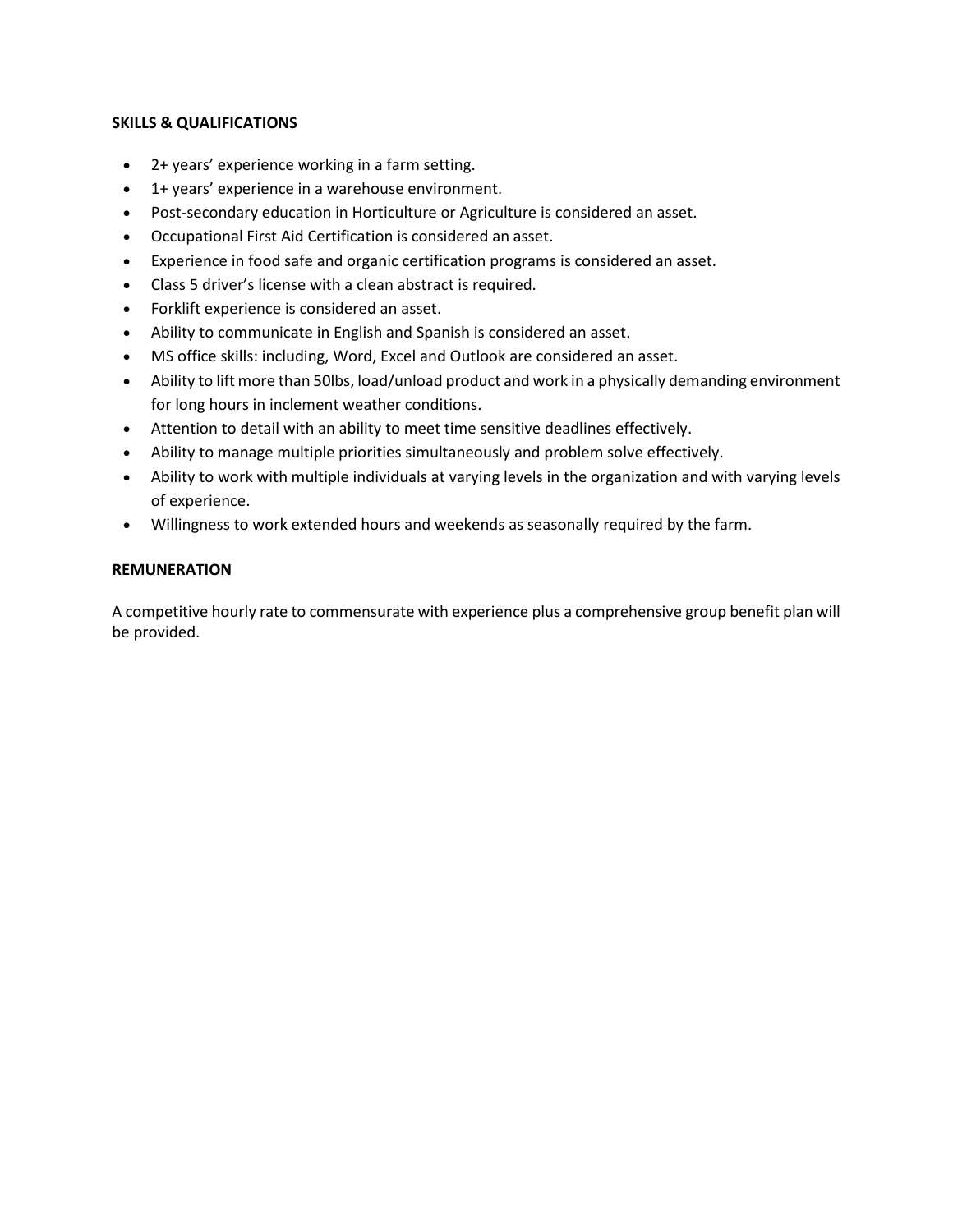**SKILLS & QUALIFICATIONS**

- 2+ years' experience working in a farm setting.
- 1+ years' experience in a warehouse environment.
- Post-secondary education in Horticulture or Agriculture is considered an asset.
- Occupational First Aid Certification is considered an asset.
- Experience in food safe and organic certification programs is considered an asset.
- Class 5 driver's license with a clean abstract is required.
- Forklift experience is considered an asset.
- Ability to communicate in English and Spanish is considered an asset.
- MS office skills: including, Word, Excel and Outlook are considered an asset.
- Ability to lift more than 50lbs, load/unload product and work in a physically demanding environment for long hours in inclement weather conditions.
- Attention to detail with an ability to meet time sensitive deadlines effectively.
- Ability to manage multiple priorities simultaneously and problem solve effectively.
- Ability to work with multiple individuals at varying levels in the organization and with varying levels of experience.
- Willingness to work extended hours and weekends as seasonally required by the farm.

**REMUNERATION**

A competitive hourly rate to commensurate with experience plus a comprehensive group benefit plan will be provided.